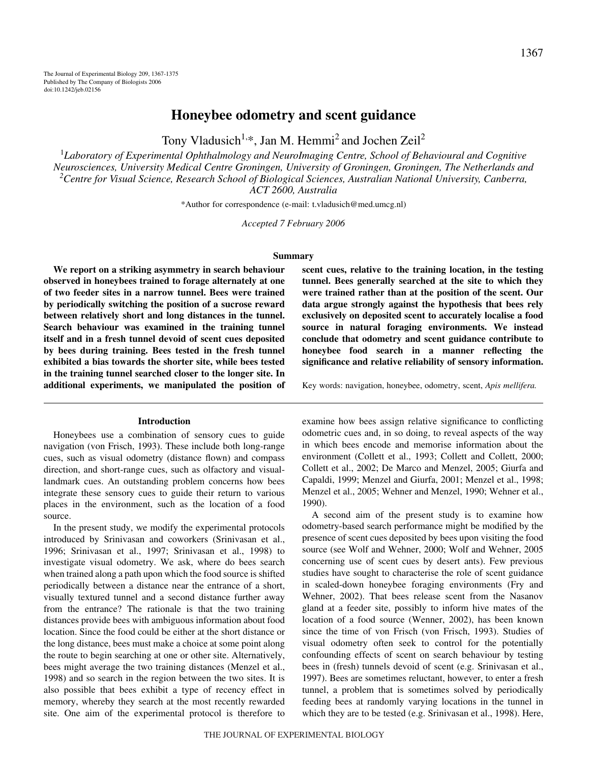# Honeybee odometry and scent guidance

Tony Vladusich[1,*], Jan M. Hemmi[2] and Jochen Zeil[2]

[1]*Laboratory of Experimental Ophthalmology and NeuroImaging Centre, School of Behavioural and Cognitive Neurosciences, University Medical Centre Groningen, University of Groningen, Groningen, The Netherlands and* [2]*Centre for Visual Science, Research School of Biological Sciences, Australian National University, Canberra, ACT 2600, Australia*

*Author for correspondence (e-mail: t.vladusich@med.umcg.nl)

*Accepted 7 February 2006*

## Summary

**We report on a striking asymmetry in search behaviour observed in honeybees trained to forage alternately at one of two feeder sites in a narrow tunnel. Bees were trained by periodically switching the position of a sucrose reward between relatively short and long distances in the tunnel. Search behaviour was examined in the training tunnel itself and in a fresh tunnel devoid of scent cues deposited by bees during training. Bees tested in the fresh tunnel exhibited a bias towards the shorter site, while bees tested in the training tunnel searched closer to the longer site. In additional experiments, we manipulated the position of scent cues, relative to the training location, in the testing tunnel. Bees generally searched at the site to which they were trained rather than at the position of the scent. Our data argue strongly against the hypothesis that bees rely exclusively on deposited scent to accurately localise a food source in natural foraging environments. We instead conclude that odometry and scent guidance contribute to honeybee food search in a manner reflecting the significance and relative reliability of sensory information.**

Key words: navigation, honeybee, odometry, scent, *Apis mellifera*.

## Introduction

Honeybees use a combination of sensory cues to guide navigation (von Frisch, 1993). These include both long-range cues, such as visual odometry (distance flow) and compass direction, and short-range cues, such as olfactory and visual-landmark cues. An outstanding problem concerns how bees integrate these sensory cues to guide their return to various places in the environment, such as the location of a food source.

In the present study, we modify the experimental protocols introduced by Srinivasan and coworkers (Srinivasan et al., 1996; Srinivasan et al., 1997; Srinivasan et al., 1998) to investigate visual odometry. We ask, where do bees search when trained along a path upon which the food source is shifted periodically between a distance near the entrance of a short, visually textured tunnel and a second distance further away from the entrance? The rationale is that the two training distances provide bees with ambiguous information about food location. Since the food could be either at the short distance or the long distance, bees must make a choice at some point along the route to begin searching at one or other site. Alternatively, bees might average the two training distances (Menzel et al., 1998) and so search in the region between the two sites. It is also possible that bees exhibit a type of recency effect in memory, whereby they search at the most recently rewarded site. One aim of the experimental protocol is therefore to examine how bees assign relative significance to conflicting odometric cues and, in so doing, to reveal aspects of the way in which bees encode and memorise information about the environment (Collett et al., 1993; Collett and Collett, 2000; Collett et al., 2002; De Marco and Menzel, 2005; Giurfa and Capaldi, 1999; Menzel and Giurfa, 2001; Menzel et al., 1998; Menzel et al., 2005; Wehner and Menzel, 1990; Wehner et al., 1990).

A second aim of the present study is to examine how odometry-based search performance might be modified by the presence of scent cues deposited by bees upon visiting the food source (see Wolf and Wehner, 2000; Wolf and Wehner, 2005 concerning use of scent cues by desert ants). Few previous studies have sought to characterise the role of scent guidance in scaled-down honeybee foraging environments (Fry and Wehner, 2002). That bees release scent from the Nasanov gland at a feeder site, possibly to inform hive mates of the location of a food source (Wenner, 2002), has been known since the time of von Frisch (von Frisch, 1993). Studies of visual odometry often seek to control for the potentially confounding effects of scent on search behaviour by testing bees in (fresh) tunnels devoid of scent (e.g. Srinivasan et al., 1997). Bees are sometimes reluctant, however, to enter a fresh tunnel, a problem that is sometimes solved by periodically feeding bees at randomly varying locations in the tunnel in which they are to be tested (e.g. Srinivasan et al., 1998). Here,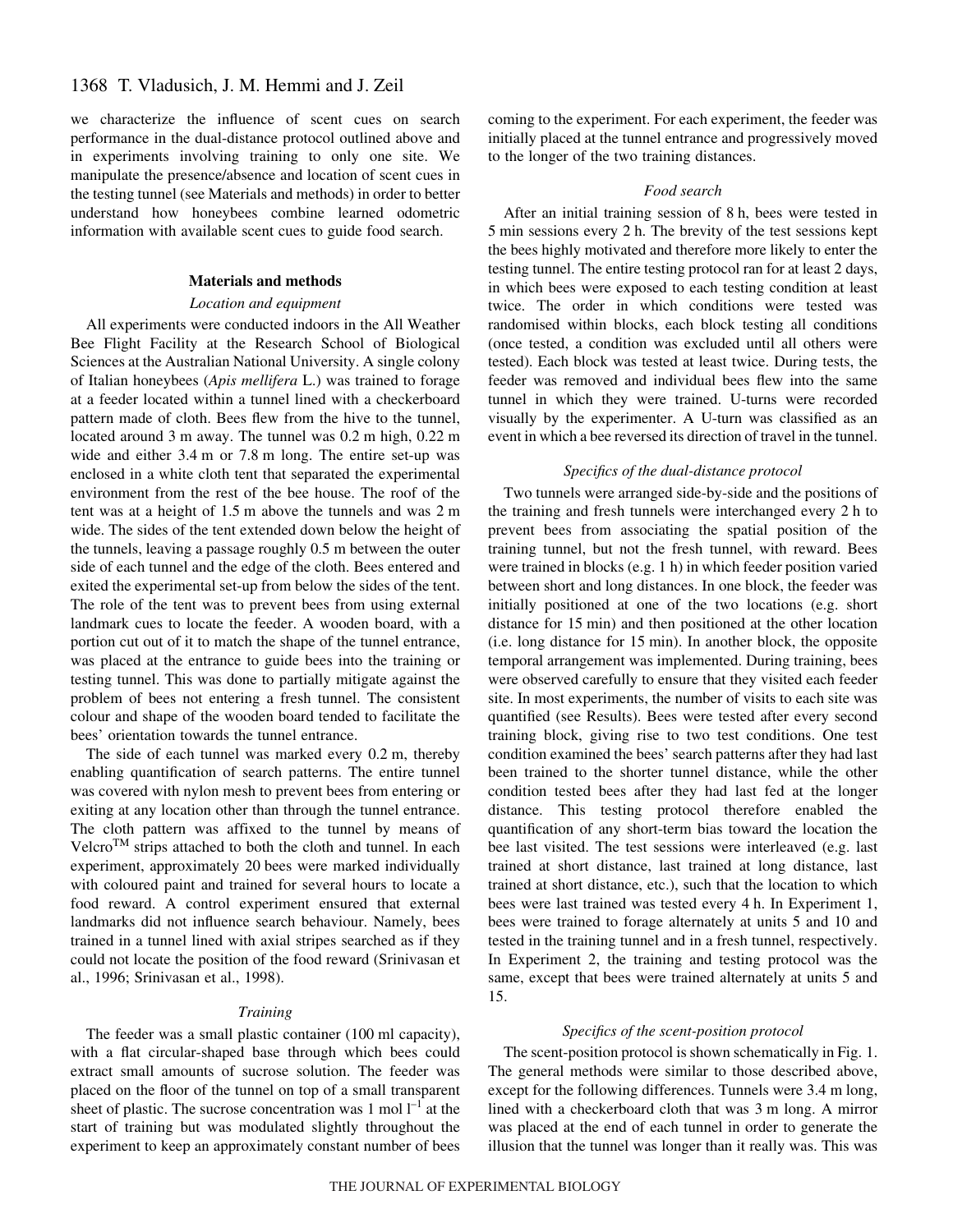we characterize the influence of scent cues on search performance in the dual-distance protocol outlined above and in experiments involving training to only one site. We manipulate the presence/absence and location of scent cues in the testing tunnel (see Materials and methods) in order to better understand how honeybees combine learned odometric information with available scent cues to guide food search.

## Materials and methods

### *Location and equipment*

All experiments were conducted indoors in the All Weather Bee Flight Facility at the Research School of Biological Sciences at the Australian National University. A single colony of Italian honeybees (*Apis mellifera* L.) was trained to forage at a feeder located within a tunnel lined with a checkerboard pattern made of cloth. Bees flew from the hive to the tunnel, located around 3 m away. The tunnel was 0.2 m high, 0.22 m wide and either 3.4 m or 7.8 m long. The entire set-up was enclosed in a white cloth tent that separated the experimental environment from the rest of the bee house. The roof of the tent was at a height of 1.5 m above the tunnels and was 2 m wide. The sides of the tent extended down below the height of the tunnels, leaving a passage roughly 0.5 m between the outer side of each tunnel and the edge of the cloth. Bees entered and exited the experimental set-up from below the sides of the tent. The role of the tent was to prevent bees from using external landmark cues to locate the feeder. A wooden board, with a portion cut out of it to match the shape of the tunnel entrance, was placed at the entrance to guide bees into the training or testing tunnel. This was done to partially mitigate against the problem of bees not entering a fresh tunnel. The consistent colour and shape of the wooden board tended to facilitate the bees' orientation towards the tunnel entrance.

The side of each tunnel was marked every 0.2 m, thereby enabling quantification of search patterns. The entire tunnel was covered with nylon mesh to prevent bees from entering or exiting at any location other than through the tunnel entrance. The cloth pattern was affixed to the tunnel by means of Velcro™ strips attached to both the cloth and tunnel. In each experiment, approximately 20 bees were marked individually with coloured paint and trained for several hours to locate a food reward. A control experiment ensured that external landmarks did not influence search behaviour. Namely, bees trained in a tunnel lined with axial stripes searched as if they could not locate the position of the food reward (Srinivasan et al., 1996; Srinivasan et al., 1998).

### *Training*

The feeder was a small plastic container (100 ml capacity), with a flat circular-shaped base through which bees could extract small amounts of sucrose solution. The feeder was placed on the floor of the tunnel on top of a small transparent sheet of plastic. The sucrose concentration was 1 mol $l^{-1}$ at the start of training but was modulated slightly throughout the experiment to keep an approximately constant number of bees coming to the experiment. For each experiment, the feeder was initially placed at the tunnel entrance and progressively moved to the longer of the two training distances.

### *Food search*

After an initial training session of 8 h, bees were tested in 5 min sessions every 2 h. The brevity of the test sessions kept the bees highly motivated and therefore more likely to enter the testing tunnel. The entire testing protocol ran for at least 2 days, in which bees were exposed to each testing condition at least twice. The order in which conditions were tested was randomised within blocks, each block testing all conditions (once tested, a condition was excluded until all others were tested). Each block was tested at least twice. During tests, the feeder was removed and individual bees flew into the same tunnel in which they were trained. U-turns were recorded visually by the experimenter. A U-turn was classified as an event in which a bee reversed its direction of travel in the tunnel.

### *Specifics of the dual-distance protocol*

Two tunnels were arranged side-by-side and the positions of the training and fresh tunnels were interchanged every 2 h to prevent bees from associating the spatial position of the training tunnel, but not the fresh tunnel, with reward. Bees were trained in blocks (e.g. 1 h) in which feeder position varied between short and long distances. In one block, the feeder was initially positioned at one of the two locations (e.g. short distance for 15 min) and then positioned at the other location (i.e. long distance for 15 min). In another block, the opposite temporal arrangement was implemented. During training, bees were observed carefully to ensure that they visited each feeder site. In most experiments, the number of visits to each site was quantified (see Results). Bees were tested after every second training block, giving rise to two test conditions. One test condition examined the bees' search patterns after they had last been trained to the shorter tunnel distance, while the other condition tested bees after they had last fed at the longer distance. This testing protocol therefore enabled the quantification of any short-term bias toward the location the bee last visited. The test sessions were interleaved (e.g. last trained at short distance, last trained at long distance, last trained at short distance, etc.), such that the location to which bees were last trained was tested every 4 h. In Experiment 1, bees were trained to forage alternately at units 5 and 10 and tested in the training tunnel and in a fresh tunnel, respectively. In Experiment 2, the training and testing protocol was the same, except that bees were trained alternately at units 5 and 15.

### *Specifics of the scent-position protocol*

The scent-position protocol is shown schematically in Fig. 1. The general methods were similar to those described above, except for the following differences. Tunnels were 3.4 m long, lined with a checkerboard cloth that was 3 m long. A mirror was placed at the end of each tunnel in order to generate the illusion that the tunnel was longer than it really was. This was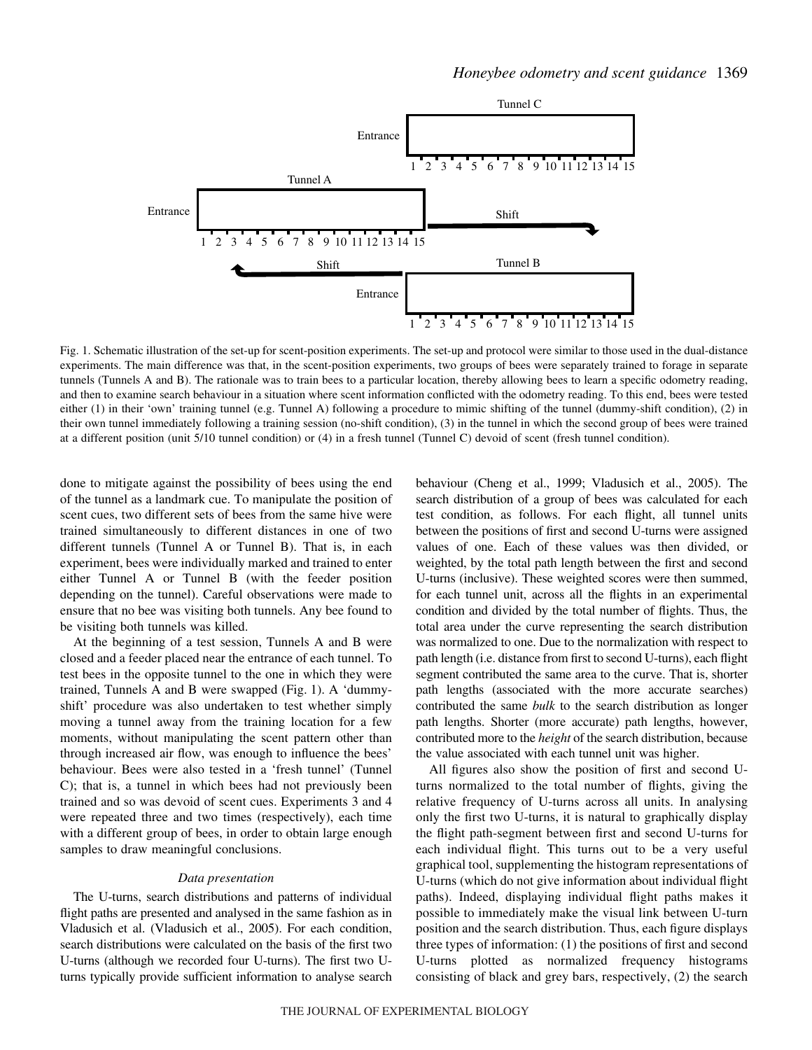Tunnel C

Entrance

1 2 3 4 5 6 7 8 9 10 11 12 13 14 15

Tunnel A

Entrance

1 2 3 4 5 6 7 8 9 10 11 12 13 14 15

Shift

Shift

Tunnel B

Entrance

1 2 3 4 5 6 7 8 9 10 11 12 13 14 15

Fig. 1. Schematic illustration of the set-up for scent-position experiments. The set-up and protocol were similar to those used in the dual-distance experiments. The main difference was that, in the scent-position experiments, two groups of bees were separately trained to forage in separate tunnels (Tunnels A and B). The rationale was to train bees to a particular location, thereby allowing bees to learn a specific odometry reading, and then to examine search behaviour in a situation where scent information conflicted with the odometry reading. To this end, bees were tested either (1) in their 'own' training tunnel (e.g. Tunnel A) following a procedure to mimic shifting of the tunnel (dummy-shift condition), (2) in their own tunnel immediately following a training session (no-shift condition), (3) in the tunnel in which the second group of bees were trained at a different position (unit 5/10 tunnel condition) or (4) in a fresh tunnel (Tunnel C) devoid of scent (fresh tunnel condition).

done to mitigate against the possibility of bees using the end of the tunnel as a landmark cue. To manipulate the position of scent cues, two different sets of bees from the same hive were trained simultaneously to different distances in one of two different tunnels (Tunnel A or Tunnel B). That is, in each experiment, bees were individually marked and trained to enter either Tunnel A or Tunnel B (with the feeder position depending on the tunnel). Careful observations were made to ensure that no bee was visiting both tunnels. Any bee found to be visiting both tunnels was killed.

At the beginning of a test session, Tunnels A and B were closed and a feeder placed near the entrance of each tunnel. To test bees in the opposite tunnel to the one in which they were trained, Tunnels A and B were swapped (Fig. 1). A 'dummy-shift' procedure was also undertaken to test whether simply moving a tunnel away from the training location for a few moments, without manipulating the scent pattern other than through increased air flow, was enough to influence the bees' behaviour. Bees were also tested in a 'fresh tunnel' (Tunnel C); that is, a tunnel in which bees had not previously been trained and so was devoid of scent cues. Experiments 3 and 4 were repeated three and two times (respectively), each time with a different group of bees, in order to obtain large enough samples to draw meaningful conclusions.

### *Data presentation*

The U-turns, search distributions and patterns of individual flight paths are presented and analysed in the same fashion as in Vladusich et al. (Vladusich et al., 2005). For each condition, search distributions were calculated on the basis of the first two U-turns (although we recorded four U-turns). The first two U-turns typically provide sufficient information to analyse search behaviour (Cheng et al., 1999; Vladusich et al., 2005). The search distribution of a group of bees was calculated for each test condition, as follows. For each flight, all tunnel units between the positions of first and second U-turns were assigned values of one. Each of these values was then divided, or weighted, by the total path length between the first and second U-turns (inclusive). These weighted scores were then summed, for each tunnel unit, across all the flights in an experimental condition and divided by the total number of flights. Thus, the total area under the curve representing the search distribution was normalized to one. Due to the normalization with respect to path length (i.e. distance from first to second U-turns), each flight segment contributed the same area to the curve. That is, shorter path lengths (associated with the more accurate searches) contributed the same *bulk* to the search distribution as longer path lengths. Shorter (more accurate) path lengths, however, contributed more to the *height* of the search distribution, because the value associated with each tunnel unit was higher.

All figures also show the position of first and second U-turns normalized to the total number of flights, giving the relative frequency of U-turns across all units. In analysing only the first two U-turns, it is natural to graphically display the flight path-segment between first and second U-turns for each individual flight. This turns out to be a very useful graphical tool, supplementing the histogram representations of U-turns (which do not give information about individual flight paths). Indeed, displaying individual flight paths makes it possible to immediately make the visual link between U-turn position and the search distribution. Thus, each figure displays three types of information: (1) the positions of first and second U-turns plotted as normalized frequency histograms consisting of black and grey bars, respectively, (2) the search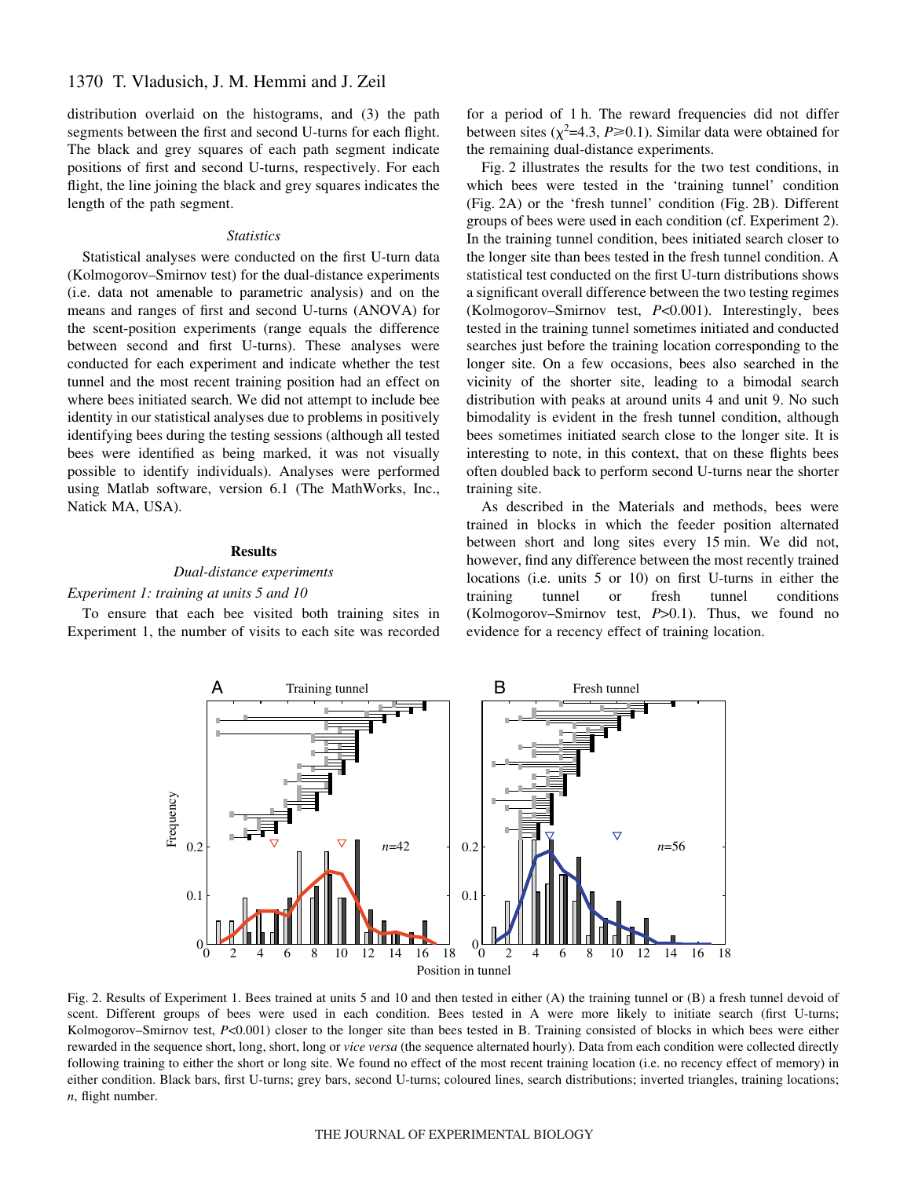distribution overlaid on the histograms, and (3) the path segments between the first and second U-turns for each flight. The black and grey squares of each path segment indicate positions of first and second U-turns, respectively. For each flight, the line joining the black and grey squares indicates the length of the path segment.

### *Statistics*

Statistical analyses were conducted on the first U-turn data (Kolmogorov–Smirnov test) for the dual-distance experiments (i.e. data not amenable to parametric analysis) and on the means and ranges of first and second U-turns (ANOVA) for the scent-position experiments (range equals the difference between second and first U-turns). These analyses were conducted for each experiment and indicate whether the test tunnel and the most recent training position had an effect on where bees initiated search. We did not attempt to include bee identity in our statistical analyses due to problems in positively identifying bees during the testing sessions (although all tested bees were identified as being marked, it was not visually possible to identify individuals). Analyses were performed using Matlab software, version 6.1 (The MathWorks, Inc., Natick MA, USA).

## Results

### *Dual-distance experiments*

#### *Experiment 1: training at units 5 and 10*

To ensure that each bee visited both training sites in Experiment 1, the number of visits to each site was recorded for a period of 1 h. The reward frequencies did not differ between sites ($\chi^2$=4.3, $P\geq$0.1). Similar data were obtained for the remaining dual-distance experiments.

Fig. 2 illustrates the results for the two test conditions, in which bees were tested in the 'training tunnel' condition (Fig. 2A) or the 'fresh tunnel' condition (Fig. 2B). Different groups of bees were used in each condition (cf. Experiment 2). In the training tunnel condition, bees initiated search closer to the longer site than bees tested in the fresh tunnel condition. A statistical test conducted on the first U-turn distributions shows a significant overall difference between the two testing regimes (Kolmogorov–Smirnov test, $P$<0.001). Interestingly, bees tested in the training tunnel sometimes initiated and conducted searches just before the training location corresponding to the longer site. On a few occasions, bees also searched in the vicinity of the shorter site, leading to a bimodal search distribution with peaks at around units 4 and unit 9. No such bimodality is evident in the fresh tunnel condition, although bees sometimes initiated search close to the longer site. It is interesting to note, in this context, that on these flights bees often doubled back to perform second U-turns near the shorter training site.

As described in the Materials and methods, bees were trained in blocks in which the feeder position alternated between short and long sites every 15 min. We did not, however, find any difference between the most recently trained locations (i.e. units 5 or 10) on first U-turns in either the training tunnel or fresh tunnel conditions (Kolmogorov–Smirnov test, $P$>0.1). Thus, we found no evidence for a recency effect of training location.

A
Training tunnel
n=42
B
Fresh tunnel
n=56
Frequency
0
0.1
0.2
0 2 4 6 8 10 12 14 16 18
Position in tunnel

Fig. 2. Results of Experiment 1. Bees trained at units 5 and 10 and then tested in either (A) the training tunnel or (B) a fresh tunnel devoid of scent. Different groups of bees were used in each condition. Bees tested in A were more likely to initiate search (first U-turns; Kolmogorov–Smirnov test, $P$<0.001) closer to the longer site than bees tested in B. Training consisted of blocks in which bees were either rewarded in the sequence short, long, short, long or *vice versa* (the sequence alternated hourly). Data from each condition were collected directly following training to either the short or long site. We found no effect of the most recent training location (i.e. no recency effect of memory) in either condition. Black bars, first U-turns; grey bars, second U-turns; coloured lines, search distributions; inverted triangles, training locations; *n*, flight number.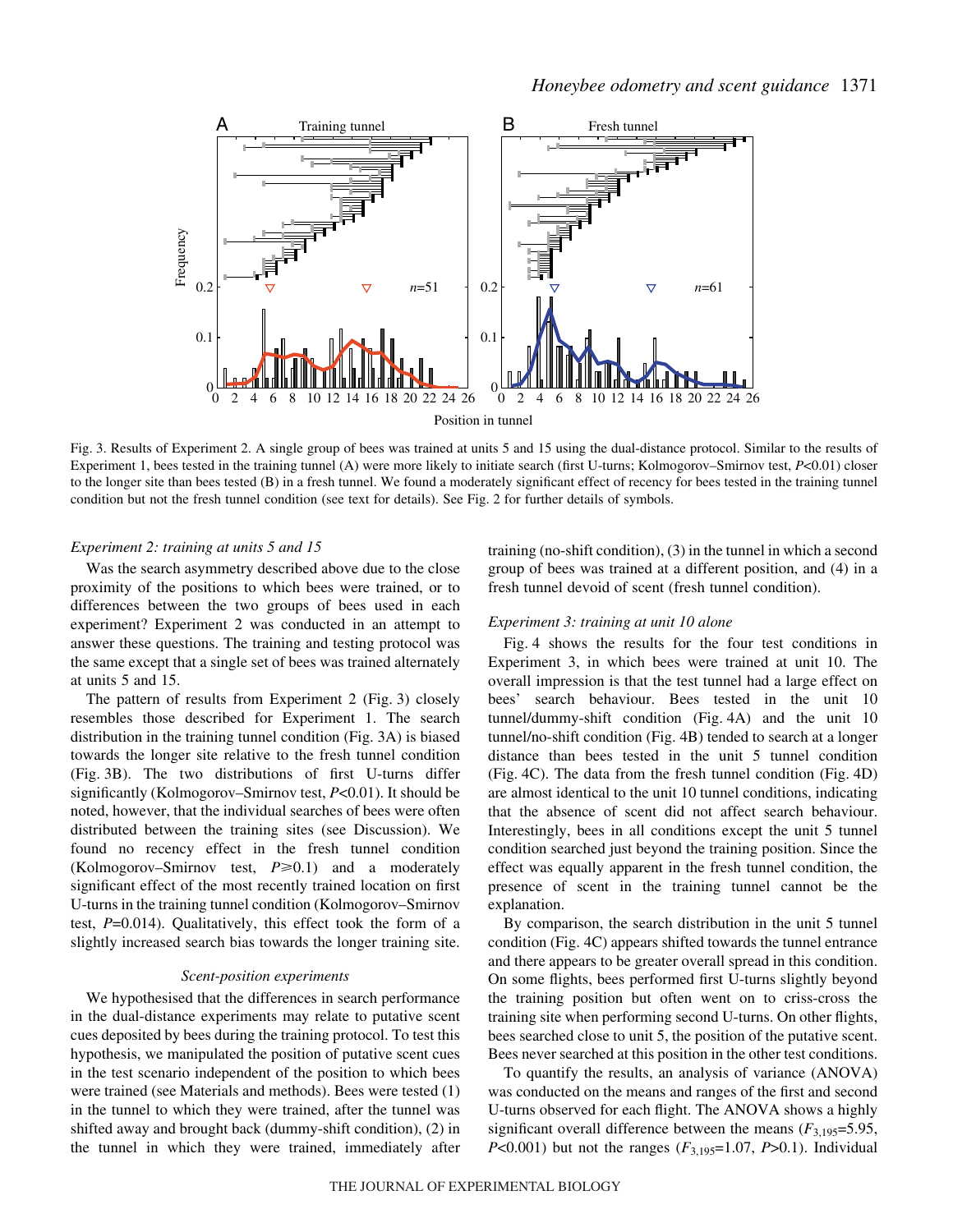A Training tunnel

B Fresh tunnel

Frequency

0.2

0.1

0

n=51

n=61

0 2 4 6 8 10 12 14 16 18 20 22 24 26

Position in tunnel

Fig. 3. Results of Experiment 2. A single group of bees was trained at units 5 and 15 using the dual-distance protocol. Similar to the results of Experiment 1, bees tested in the training tunnel (A) were more likely to initiate search (first U-turns; Kolmogorov–Smirnov test, $P<0.01$) closer to the longer site than bees tested (B) in a fresh tunnel. We found a moderately significant effect of recency for bees tested in the training tunnel condition but not the fresh tunnel condition (see text for details). See Fig. 2 for further details of symbols.

### *Experiment 2: training at units 5 and 15*

Was the search asymmetry described above due to the close proximity of the positions to which bees were trained, or to differences between the two groups of bees used in each experiment? Experiment 2 was conducted in an attempt to answer these questions. The training and testing protocol was the same except that a single set of bees was trained alternately at units 5 and 15.

The pattern of results from Experiment 2 (Fig. 3) closely resembles those described for Experiment 1. The search distribution in the training tunnel condition (Fig. 3A) is biased towards the longer site relative to the fresh tunnel condition (Fig. 3B). The two distributions of first U-turns differ significantly (Kolmogorov–Smirnov test, $P<0.01$). It should be noted, however, that the individual searches of bees were often distributed between the training sites (see Discussion). We found no recency effect in the fresh tunnel condition (Kolmogorov–Smirnov test, $P\geqslant 0.1$) and a moderately significant effect of the most recently trained location on first U-turns in the training tunnel condition (Kolmogorov–Smirnov test, $P=0.014$). Qualitatively, this effect took the form of a slightly increased search bias towards the longer training site.

### *Scent-position experiments*

We hypothesised that the differences in search performance in the dual-distance experiments may relate to putative scent cues deposited by bees during the training protocol. To test this hypothesis, we manipulated the position of putative scent cues in the test scenario independent of the position to which bees were trained (see Materials and methods). Bees were tested (1) in the tunnel to which they were trained, after the tunnel was shifted away and brought back (dummy-shift condition), (2) in the tunnel in which they were trained, immediately after training (no-shift condition), (3) in the tunnel in which a second group of bees was trained at a different position, and (4) in a fresh tunnel devoid of scent (fresh tunnel condition).

### *Experiment 3: training at unit 10 alone*

Fig. 4 shows the results for the four test conditions in Experiment 3, in which bees were trained at unit 10. The overall impression is that the test tunnel had a large effect on bees' search behaviour. Bees tested in the unit 10 tunnel/dummy-shift condition (Fig. 4A) and the unit 10 tunnel/no-shift condition (Fig. 4B) tended to search at a longer distance than bees tested in the unit 5 tunnel condition (Fig. 4C). The data from the fresh tunnel condition (Fig. 4D) are almost identical to the unit 10 tunnel conditions, indicating that the absence of scent did not affect search behaviour. Interestingly, bees in all conditions except the unit 5 tunnel condition searched just beyond the training position. Since the effect was equally apparent in the fresh tunnel condition, the presence of scent in the training tunnel cannot be the explanation.

By comparison, the search distribution in the unit 5 tunnel condition (Fig. 4C) appears shifted towards the tunnel entrance and there appears to be greater overall spread in this condition. On some flights, bees performed first U-turns slightly beyond the training position but often went on to criss-cross the training site when performing second U-turns. On other flights, bees searched close to unit 5, the position of the putative scent. Bees never searched at this position in the other test conditions.

To quantify the results, an analysis of variance (ANOVA) was conducted on the means and ranges of the first and second U-turns observed for each flight. The ANOVA shows a highly significant overall difference between the means ($F_{3,195}=5.95$, $P<0.001$) but not the ranges ($F_{3,195}=1.07$, $P>0.1$). Individual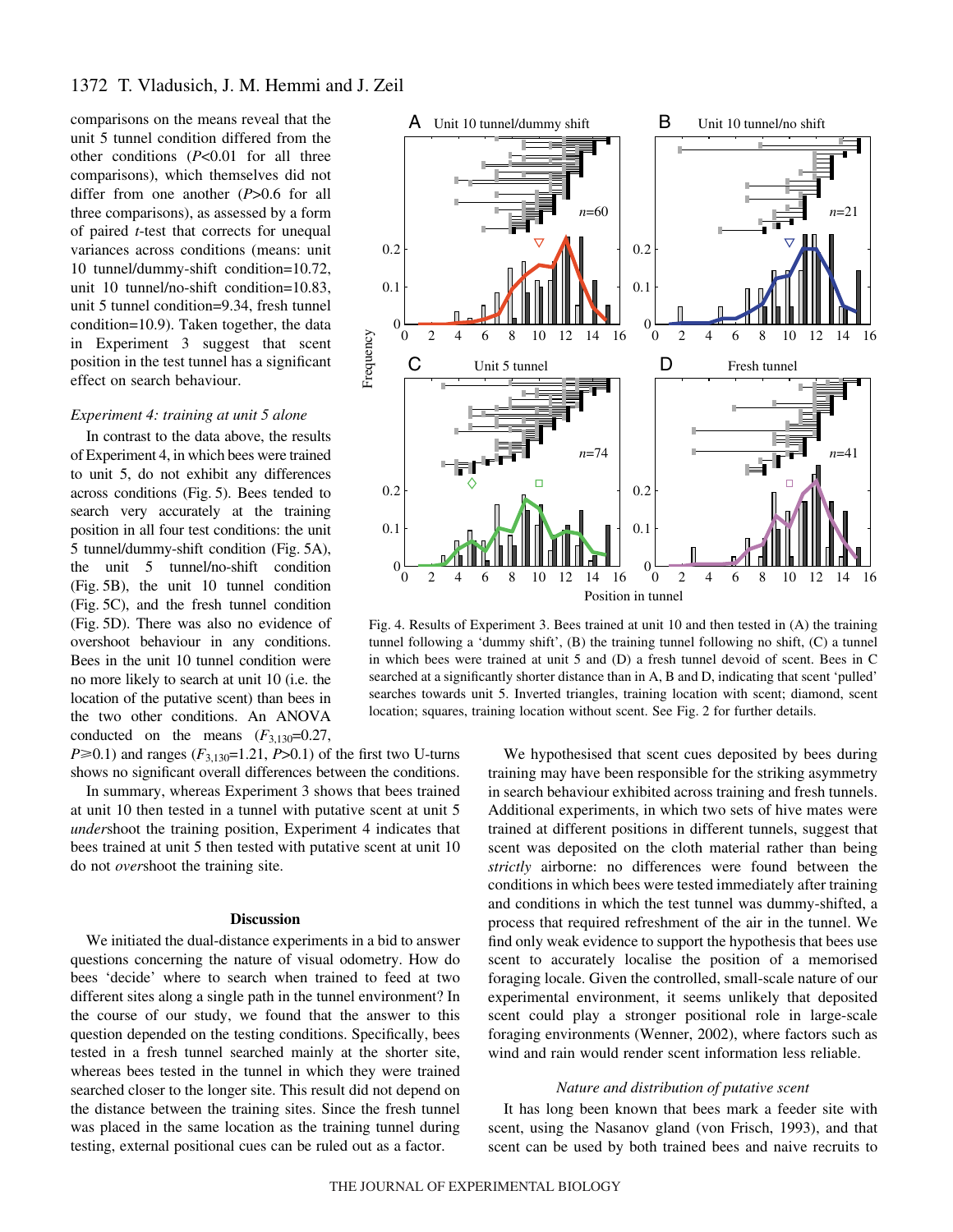comparisons on the means reveal that the unit 5 tunnel condition differed from the other conditions ($P$<0.01 for all three comparisons), which themselves did not differ from one another ($P$>0.6 for all three comparisons), as assessed by a form of paired $t$-test that corrects for unequal variances across conditions (means: unit 10 tunnel/dummy-shift condition=10.72, unit 10 tunnel/no-shift condition=10.83, unit 5 tunnel condition=9.34, fresh tunnel condition=10.9). Taken together, the data in Experiment 3 suggest that scent position in the test tunnel has a significant effect on search behaviour.

### *Experiment 4: training at unit 5 alone*

In contrast to the data above, the results of Experiment 4, in which bees were trained to unit 5, do not exhibit any differences across conditions (Fig. 5). Bees tended to search very accurately at the training position in all four test conditions: the unit 5 tunnel/dummy-shift condition (Fig. 5A), the unit 5 tunnel/no-shift condition (Fig. 5B), the unit 10 tunnel condition (Fig. 5C), and the fresh tunnel condition (Fig. 5D). There was also no evidence of overshoot behaviour in any conditions. Bees in the unit 10 tunnel condition were no more likely to search at unit 10 (i.e. the location of the putative scent) than bees in the two other conditions. An ANOVA conducted on the means ($F_{3,130}$=0.27, $P \geqslant 0.1$) and ranges ($F_{3,130}$=1.21, $P$>0.1) of the first two U-turns shows no significant overall differences between the conditions.

In summary, whereas Experiment 3 shows that bees trained at unit 10 then tested in a tunnel with putative scent at unit 5 *under*shoot the training position, Experiment 4 indicates that bees trained at unit 5 then tested with putative scent at unit 10 do not *over*shoot the training site.

A Unit 10 tunnel/dummy shift
B Unit 10 tunnel/no shift
C Unit 5 tunnel
D Fresh tunnel
n=60
n=21
n=74
n=41
Frequency
0.2
0.1
0
0 2 4 6 8 10 12 14 16
Position in tunnel

Fig. 4. Results of Experiment 3. Bees trained at unit 10 and then tested in (A) the training tunnel following a 'dummy shift', (B) the training tunnel following no shift, (C) a tunnel in which bees were trained at unit 5 and (D) a fresh tunnel devoid of scent. Bees in C searched at a significantly shorter distance than in A, B and D, indicating that scent 'pulled' searches towards unit 5. Inverted triangles, training location with scent; diamond, scent location; squares, training location without scent. See Fig. 2 for further details.

## Discussion

We initiated the dual-distance experiments in a bid to answer questions concerning the nature of visual odometry. How do bees 'decide' where to search when trained to feed at two different sites along a single path in the tunnel environment? In the course of our study, we found that the answer to this question depended on the testing conditions. Specifically, bees tested in a fresh tunnel searched mainly at the shorter site, whereas bees tested in the tunnel in which they were trained searched closer to the longer site. This result did not depend on the distance between the training sites. Since the fresh tunnel was placed in the same location as the training tunnel during testing, external positional cues can be ruled out as a factor.

We hypothesised that scent cues deposited by bees during training may have been responsible for the striking asymmetry in search behaviour exhibited across training and fresh tunnels. Additional experiments, in which two sets of hive mates were trained at different positions in different tunnels, suggest that scent was deposited on the cloth material rather than being *strictly* airborne: no differences were found between the conditions in which bees were tested immediately after training and conditions in which the test tunnel was dummy-shifted, a process that required refreshment of the air in the tunnel. We find only weak evidence to support the hypothesis that bees use scent to accurately localise the position of a memorised foraging locale. Given the controlled, small-scale nature of our experimental environment, it seems unlikely that deposited scent could play a stronger positional role in large-scale foraging environments (Wenner, 2002), where factors such as wind and rain would render scent information less reliable.

### *Nature and distribution of putative scent*

It has long been known that bees mark a feeder site with scent, using the Nasanov gland (von Frisch, 1993), and that scent can be used by both trained bees and naive recruits to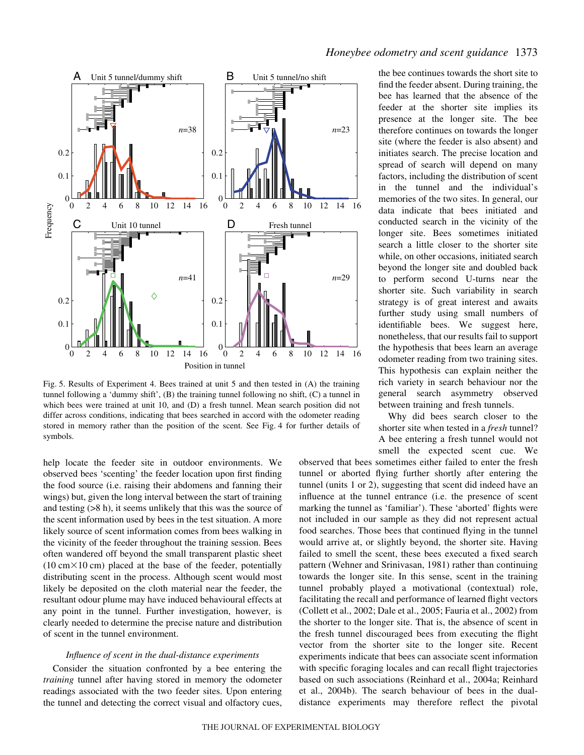A Unit 5 tunnel/dummy shift

n=38

B Unit 5 tunnel/no shift

n=23

C Unit 10 tunnel

n=41

D Fresh tunnel

n=29

0.2

0.1

0

0 2 4 6 8 10 12 14 16

Frequency

Position in tunnel

Fig. 5. Results of Experiment 4. Bees trained at unit 5 and then tested in (A) the training tunnel following a 'dummy shift', (B) the training tunnel following no shift, (C) a tunnel in which bees were trained at unit 10, and (D) a fresh tunnel. Mean search position did not differ across conditions, indicating that bees searched in accord with the odometer reading stored in memory rather than the position of the scent. See Fig. 4 for further details of symbols.

help locate the feeder site in outdoor environments. We observed bees 'scenting' the feeder location upon first finding the food source (i.e. raising their abdomens and fanning their wings) but, given the long interval between the start of training and testing (>8 h), it seems unlikely that this was the source of the scent information used by bees in the test situation. A more likely source of scent information comes from bees walking in the vicinity of the feeder throughout the training session. Bees often wandered off beyond the small transparent plastic sheet (10 cm×10 cm) placed at the base of the feeder, potentially distributing scent in the process. Although scent would most likely be deposited on the cloth material near the feeder, the resultant odour plume may have induced behavioural effects at any point in the tunnel. Further investigation, however, is clearly needed to determine the precise nature and distribution of scent in the tunnel environment.

### *Influence of scent in the dual-distance experiments*

Consider the situation confronted by a bee entering the *training* tunnel after having stored in memory the odometer readings associated with the two feeder sites. Upon entering the tunnel and detecting the correct visual and olfactory cues, the bee continues towards the short site to find the feeder absent. During training, the bee has learned that the absence of the feeder at the shorter site implies its presence at the longer site. The bee therefore continues on towards the longer site (where the feeder is also absent) and initiates search. The precise location and spread of search will depend on many factors, including the distribution of scent in the tunnel and the individual's memories of the two sites. In general, our data indicate that bees initiated and conducted search in the vicinity of the longer site. Bees sometimes initiated search a little closer to the shorter site while, on other occasions, initiated search beyond the longer site and doubled back to perform second U-turns near the shorter site. Such variability in search strategy is of great interest and awaits further study using small numbers of identifiable bees. We suggest here, nonetheless, that our results fail to support the hypothesis that bees learn an average odometer reading from two training sites. This hypothesis can explain neither the rich variety in search behaviour nor the general search asymmetry observed between training and fresh tunnels.

Why did bees search closer to the shorter site when tested in a *fresh* tunnel? A bee entering a fresh tunnel would not smell the expected scent cue. We observed that bees sometimes either failed to enter the fresh tunnel or aborted flying further shortly after entering the tunnel (units 1 or 2), suggesting that scent did indeed have an influence at the tunnel entrance (i.e. the presence of scent marking the tunnel as 'familiar'). These 'aborted' flights were not included in our sample as they did not represent actual food searches. Those bees that continued flying in the tunnel would arrive at, or slightly beyond, the shorter site. Having failed to smell the scent, these bees executed a fixed search pattern (Wehner and Srinivasan, 1981) rather than continuing towards the longer site. In this sense, scent in the training tunnel probably played a motivational (contextual) role, facilitating the recall and performance of learned flight vectors (Collett et al., 2002; Dale et al., 2005; Fauria et al., 2002) from the shorter to the longer site. That is, the absence of scent in the fresh tunnel discouraged bees from executing the flight vector from the shorter site to the longer site. Recent experiments indicate that bees can associate scent information with specific foraging locales and can recall flight trajectories based on such associations (Reinhard et al., 2004a; Reinhard et al., 2004b). The search behaviour of bees in the dual-distance experiments may therefore reflect the pivotal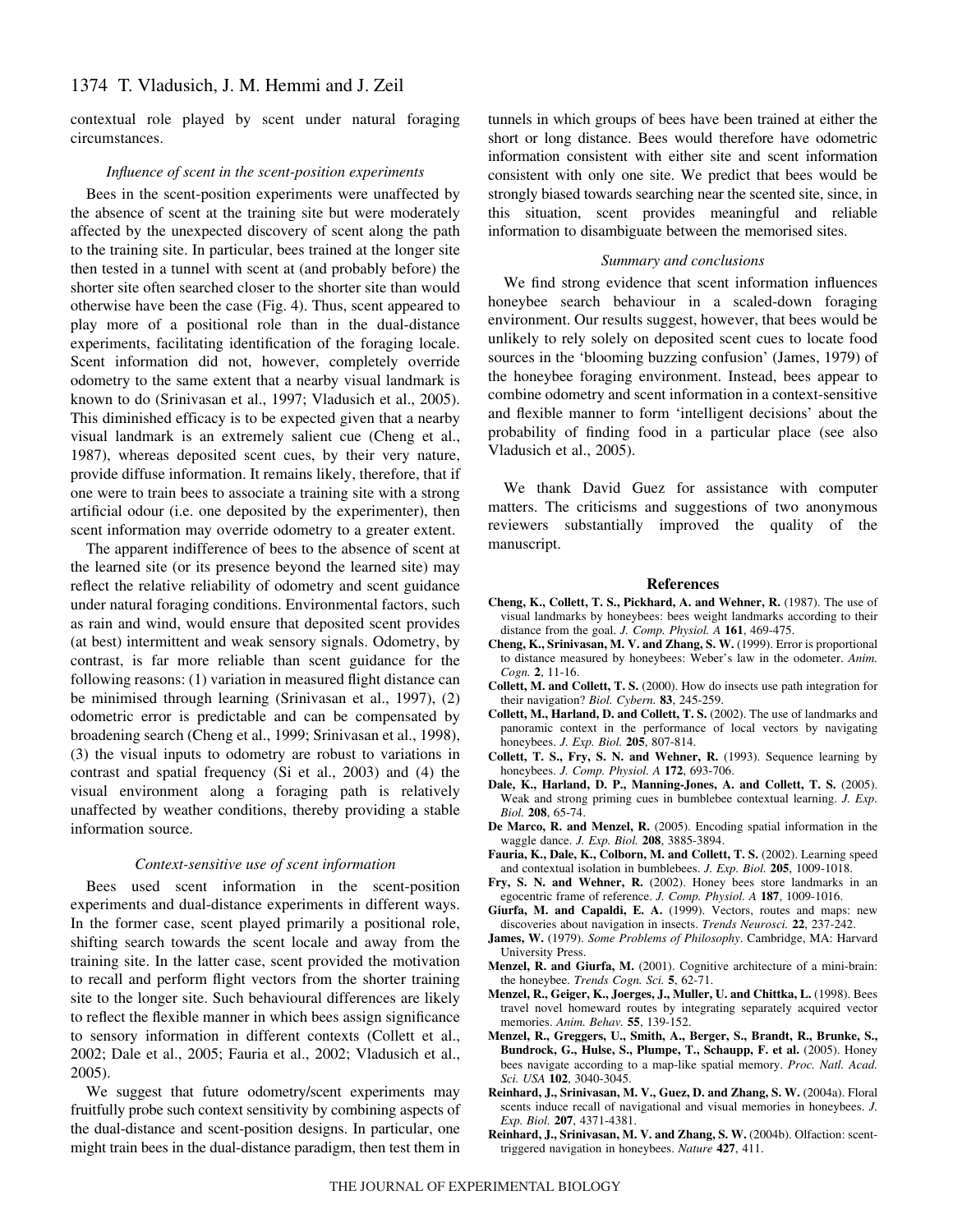contextual role played by scent under natural foraging circumstances.

### *Influence of scent in the scent-position experiments*

Bees in the scent-position experiments were unaffected by the absence of scent at the training site but were moderately affected by the unexpected discovery of scent along the path to the training site. In particular, bees trained at the longer site then tested in a tunnel with scent at (and probably before) the shorter site often searched closer to the shorter site than would otherwise have been the case (Fig. 4). Thus, scent appeared to play more of a positional role than in the dual-distance experiments, facilitating identification of the foraging locale. Scent information did not, however, completely override odometry to the same extent that a nearby visual landmark is known to do (Srinivasan et al., 1997; Vladusich et al., 2005). This diminished efficacy is to be expected given that a nearby visual landmark is an extremely salient cue (Cheng et al., 1987), whereas deposited scent cues, by their very nature, provide diffuse information. It remains likely, therefore, that if one were to train bees to associate a training site with a strong artificial odour (i.e. one deposited by the experimenter), then scent information may override odometry to a greater extent.

The apparent indifference of bees to the absence of scent at the learned site (or its presence beyond the learned site) may reflect the relative reliability of odometry and scent guidance under natural foraging conditions. Environmental factors, such as rain and wind, would ensure that deposited scent provides (at best) intermittent and weak sensory signals. Odometry, by contrast, is far more reliable than scent guidance for the following reasons: (1) variation in measured flight distance can be minimised through learning (Srinivasan et al., 1997), (2) odometric error is predictable and can be compensated by broadening search (Cheng et al., 1999; Srinivasan et al., 1998), (3) the visual inputs to odometry are robust to variations in contrast and spatial frequency (Si et al., 2003) and (4) the visual environment along a foraging path is relatively unaffected by weather conditions, thereby providing a stable information source.

### *Context-sensitive use of scent information*

Bees used scent information in the scent-position experiments and dual-distance experiments in different ways. In the former case, scent played primarily a positional role, shifting search towards the scent locale and away from the training site. In the latter case, scent provided the motivation to recall and perform flight vectors from the shorter training site to the longer site. Such behavioural differences are likely to reflect the flexible manner in which bees assign significance to sensory information in different contexts (Collett et al., 2002; Dale et al., 2005; Fauria et al., 2002; Vladusich et al., 2005).

We suggest that future odometry/scent experiments may fruitfully probe such context sensitivity by combining aspects of the dual-distance and scent-position designs. In particular, one might train bees in the dual-distance paradigm, then test them in tunnels in which groups of bees have been trained at either the short or long distance. Bees would therefore have odometric information consistent with either site and scent information consistent with only one site. We predict that bees would be strongly biased towards searching near the scented site, since, in this situation, scent provides meaningful and reliable information to disambiguate between the memorised sites.

### *Summary and conclusions*

We find strong evidence that scent information influences honeybee search behaviour in a scaled-down foraging environment. Our results suggest, however, that bees would be unlikely to rely solely on deposited scent cues to locate food sources in the 'blooming buzzing confusion' (James, 1979) of the honeybee foraging environment. Instead, bees appear to combine odometry and scent information in a context-sensitive and flexible manner to form 'intelligent decisions' about the probability of finding food in a particular place (see also Vladusich et al., 2005).

We thank David Guez for assistance with computer matters. The criticisms and suggestions of two anonymous reviewers substantially improved the quality of the manuscript.

## References

**Cheng, K., Collett, T. S., Pickhard, A. and Wehner, R.** (1987). The use of visual landmarks by honeybees: bees weight landmarks according to their distance from the goal. *J. Comp. Physiol. A* **161**, 469-475.

**Cheng, K., Srinivasan, M. V. and Zhang, S. W.** (1999). Error is proportional to distance measured by honeybees: Weber's law in the odometer. *Anim. Cogn.* **2**, 11-16.

**Collett, M. and Collett, T. S.** (2000). How do insects use path integration for their navigation? *Biol. Cybern.* **83**, 245-259.

**Collett, M., Harland, D. and Collett, T. S.** (2002). The use of landmarks and panoramic context in the performance of local vectors by navigating honeybees. *J. Exp. Biol.* **205**, 807-814.

**Collett, T. S., Fry, S. N. and Wehner, R.** (1993). Sequence learning by honeybees. *J. Comp. Physiol. A* **172**, 693-706.

**Dale, K., Harland, D. P., Manning-Jones, A. and Collett, T. S.** (2005). Weak and strong priming cues in bumblebee contextual learning. *J. Exp. Biol.* **208**, 65-74.

**De Marco, R. and Menzel, R.** (2005). Encoding spatial information in the waggle dance. *J. Exp. Biol.* **208**, 3885-3894.

**Fauria, K., Dale, K., Colborn, M. and Collett, T. S.** (2002). Learning speed and contextual isolation in bumblebees. *J. Exp. Biol.* **205**, 1009-1018.

**Fry, S. N. and Wehner, R.** (2002). Honey bees store landmarks in an egocentric frame of reference. *J. Comp. Physiol. A* **187**, 1009-1016.

**Giurfa, M. and Capaldi, E. A.** (1999). Vectors, routes and maps: new discoveries about navigation in insects. *Trends Neurosci.* **22**, 237-242.

**James, W.** (1979). *Some Problems of Philosophy*. Cambridge, MA: Harvard University Press.

**Menzel, R. and Giurfa, M.** (2001). Cognitive architecture of a mini-brain: the honeybee. *Trends Cogn. Sci.* **5**, 62-71.

**Menzel, R., Geiger, K., Joerges, J., Muller, U. and Chittka, L.** (1998). Bees travel novel homeward routes by integrating separately acquired vector memories. *Anim. Behav.* **55**, 139-152.

**Menzel, R., Greggers, U., Smith, A., Berger, S., Brandt, R., Brunke, S., Bundrock, G., Hulse, S., Plumpe, T., Schaupp, F. et al.** (2005). Honey bees navigate according to a map-like spatial memory. *Proc. Natl. Acad. Sci. USA* **102**, 3040-3045.

**Reinhard, J., Srinivasan, M. V., Guez, D. and Zhang, S. W.** (2004a). Floral scents induce recall of navigational and visual memories in honeybees. *J. Exp. Biol.* **207**, 4371-4381.

**Reinhard, J., Srinivasan, M. V. and Zhang, S. W.** (2004b). Olfaction: scent-triggered navigation in honeybees. *Nature* **427**, 411.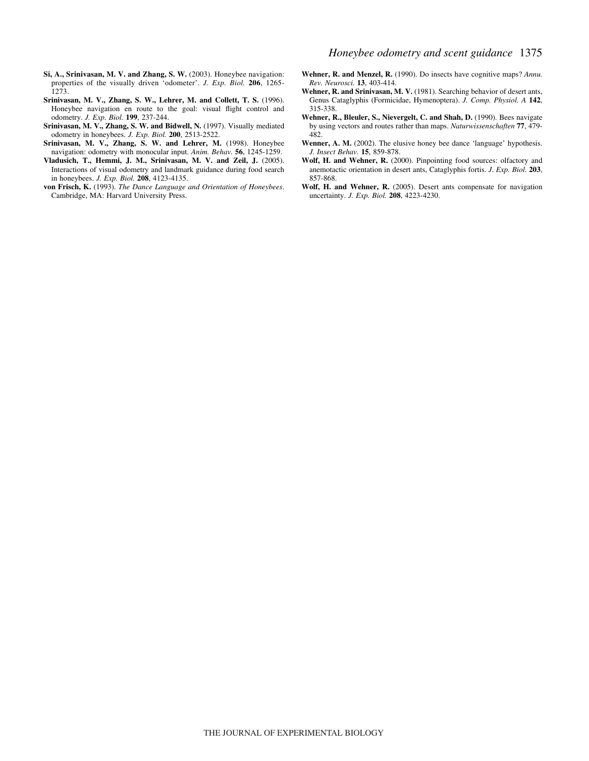**Si, A., Srinivasan, M. V. and Zhang, S. W.** (2003). Honeybee navigation: properties of the visually driven 'odometer'. *J. Exp. Biol.* **206**, 1265-1273.

**Srinivasan, M. V., Zhang, S. W., Lehrer, M. and Collett, T. S.** (1996). Honeybee navigation en route to the goal: visual flight control and odometry. *J. Exp. Biol.* **199**, 237-244.

**Srinivasan, M. V., Zhang, S. W. and Bidwell, N.** (1997). Visually mediated odometry in honeybees. *J. Exp. Biol.* **200**, 2513-2522.

**Srinivasan, M. V., Zhang, S. W. and Lehrer, M.** (1998). Honeybee navigation: odometry with monocular input. *Anim. Behav.* **56**, 1245-1259.

**Vladusich, T., Hemmi, J. M., Srinivasan, M. V. and Zeil, J.** (2005). Interactions of visual odometry and landmark guidance during food search in honeybees. *J. Exp. Biol.* **208**, 4123-4135.

**von Frisch, K.** (1993). *The Dance Language and Orientation of Honeybees*. Cambridge, MA: Harvard University Press.

**Wehner, R. and Menzel, R.** (1990). Do insects have cognitive maps? *Annu. Rev. Neurosci.* **13**, 403-414.

**Wehner, R. and Srinivasan, M. V.** (1981). Searching behavior of desert ants, Genus Cataglyphis (Formicidae, Hymenoptera). *J. Comp. Physiol. A* **142**, 315-338.

**Wehner, R., Bleuler, S., Nievergelt, C. and Shah, D.** (1990). Bees navigate by using vectors and routes rather than maps. *Naturwissenschaften* **77**, 479-482.

**Wenner, A. M.** (2002). The elusive honey bee dance 'language' hypothesis. *J. Insect Behav.* **15**, 859-878.

**Wolf, H. and Wehner, R.** (2000). Pinpointing food sources: olfactory and anemotactic orientation in desert ants, Cataglyphis fortis. *J. Exp. Biol.* **203**, 857-868.

**Wolf, H. and Wehner, R.** (2005). Desert ants compensate for navigation uncertainty. *J. Exp. Biol.* **208**, 4223-4230.